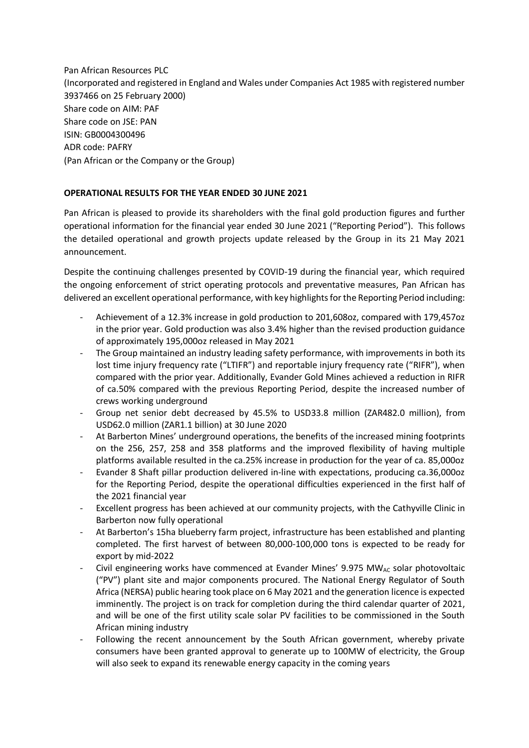Pan African Resources PLC
(Incorporated and registered in England and Wales under Companies Act 1985 with registered number 3937466 on 25 February 2000)
Share code on AIM: PAF
Share code on JSE: PAN
ISIN: GB0004300496
ADR code: PAFRY
(Pan African or the Company or the Group)

**OPERATIONAL RESULTS FOR THE YEAR ENDED 30 JUNE 2021**

Pan African is pleased to provide its shareholders with the final gold production figures and further operational information for the financial year ended 30 June 2021 ("Reporting Period"). This follows the detailed operational and growth projects update released by the Group in its 21 May 2021 announcement.

Despite the continuing challenges presented by COVID-19 during the financial year, which required the ongoing enforcement of strict operating protocols and preventative measures, Pan African has delivered an excellent operational performance, with key highlights for the Reporting Period including:

- Achievement of a 12.3% increase in gold production to 201,608oz, compared with 179,457oz in the prior year. Gold production was also 3.4% higher than the revised production guidance of approximately 195,000oz released in May 2021
- The Group maintained an industry leading safety performance, with improvements in both its lost time injury frequency rate ("LTIFR") and reportable injury frequency rate ("RIFR"), when compared with the prior year. Additionally, Evander Gold Mines achieved a reduction in RIFR of ca.50% compared with the previous Reporting Period, despite the increased number of crews working underground
- Group net senior debt decreased by 45.5% to USD33.8 million (ZAR482.0 million), from USD62.0 million (ZAR1.1 billion) at 30 June 2020
- At Barberton Mines' underground operations, the benefits of the increased mining footprints on the 256, 257, 258 and 358 platforms and the improved flexibility of having multiple platforms available resulted in the ca.25% increase in production for the year of ca. 85,000oz
- Evander 8 Shaft pillar production delivered in-line with expectations, producing ca.36,000oz for the Reporting Period, despite the operational difficulties experienced in the first half of the 2021 financial year
- Excellent progress has been achieved at our community projects, with the Cathyville Clinic in Barberton now fully operational
- At Barberton's 15ha blueberry farm project, infrastructure has been established and planting completed. The first harvest of between 80,000-100,000 tons is expected to be ready for export by mid-2022
- Civil engineering works have commenced at Evander Mines' 9.975 $MW_{AC}$ solar photovoltaic ("PV") plant site and major components procured. The National Energy Regulator of South Africa (NERSA) public hearing took place on 6 May 2021 and the generation licence is expected imminently. The project is on track for completion during the third calendar quarter of 2021, and will be one of the first utility scale solar PV facilities to be commissioned in the South African mining industry
- Following the recent announcement by the South African government, whereby private consumers have been granted approval to generate up to 100MW of electricity, the Group will also seek to expand its renewable energy capacity in the coming years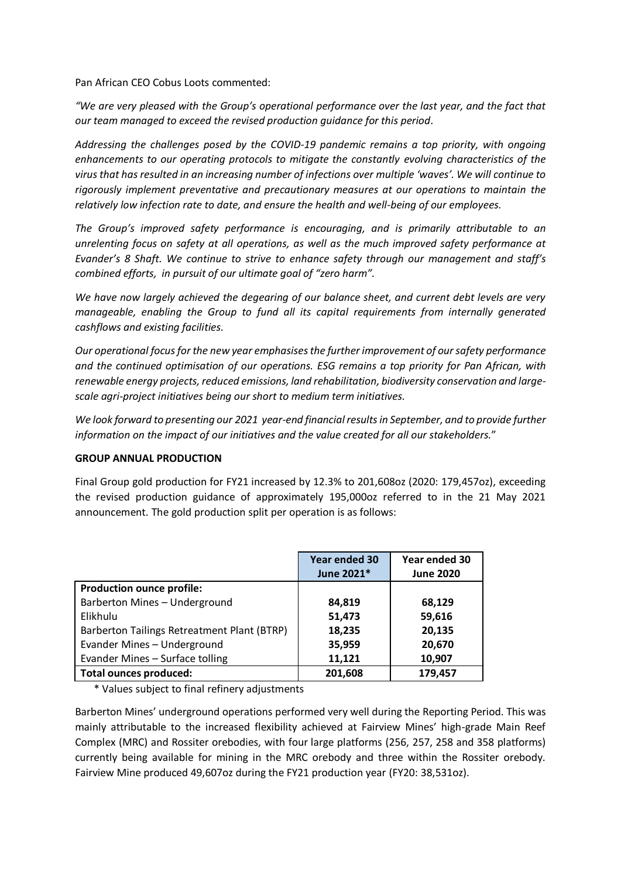Pan African CEO Cobus Loots commented:

*"We are very pleased with the Group's operational performance over the last year, and the fact that our team managed to exceed the revised production guidance for this period.*

*Addressing the challenges posed by the COVID-19 pandemic remains a top priority, with ongoing enhancements to our operating protocols to mitigate the constantly evolving characteristics of the virus that has resulted in an increasing number of infections over multiple 'waves'. We will continue to rigorously implement preventative and precautionary measures at our operations to maintain the relatively low infection rate to date, and ensure the health and well-being of our employees.*

*The Group's improved safety performance is encouraging, and is primarily attributable to an unrelenting focus on safety at all operations, as well as the much improved safety performance at Evander's 8 Shaft. We continue to strive to enhance safety through our management and staff's combined efforts, in pursuit of our ultimate goal of "zero harm".*

*We have now largely achieved the degearing of our balance sheet, and current debt levels are very manageable, enabling the Group to fund all its capital requirements from internally generated cashflows and existing facilities.*

*Our operational focus for the new year emphasises the further improvement of our safety performance and the continued optimisation of our operations. ESG remains a top priority for Pan African, with renewable energy projects, reduced emissions, land rehabilitation, biodiversity conservation and large-scale agri-project initiatives being our short to medium term initiatives.*

*We look forward to presenting our 2021 year-end financial results in September, and to provide further information on the impact of our initiatives and the value created for all our stakeholders.*"

**GROUP ANNUAL PRODUCTION**

Final Group gold production for FY21 increased by 12.3% to 201,608oz (2020: 179,457oz), exceeding the revised production guidance of approximately 195,000oz referred to in the 21 May 2021 announcement. The gold production split per operation is as follows:

| | Year ended 30 June 2021* | Year ended 30 June 2020 |
|---|---|---|
| **Production ounce profile:** | | |
| Barberton Mines – Underground | **84,819** | **68,129** |
| Elikhulu | **51,473** | **59,616** |
| Barberton Tailings Retreatment Plant (BTRP) | **18,235** | **20,135** |
| Evander Mines – Underground | **35,959** | **20,670** |
| Evander Mines – Surface tolling | **11,121** | **10,907** |
| **Total ounces produced:** | **201,608** | **179,457** |

\* Values subject to final refinery adjustments

Barberton Mines' underground operations performed very well during the Reporting Period. This was mainly attributable to the increased flexibility achieved at Fairview Mines' high-grade Main Reef Complex (MRC) and Rossiter orebodies, with four large platforms (256, 257, 258 and 358 platforms) currently being available for mining in the MRC orebody and three within the Rossiter orebody. Fairview Mine produced 49,607oz during the FY21 production year (FY20: 38,531oz).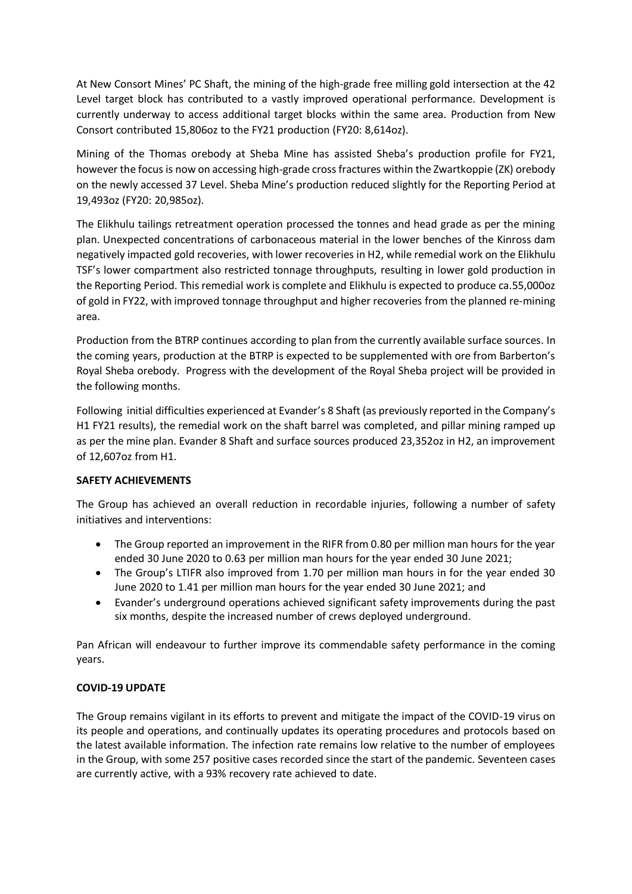At New Consort Mines' PC Shaft, the mining of the high-grade free milling gold intersection at the 42 Level target block has contributed to a vastly improved operational performance. Development is currently underway to access additional target blocks within the same area. Production from New Consort contributed 15,806oz to the FY21 production (FY20: 8,614oz).

Mining of the Thomas orebody at Sheba Mine has assisted Sheba's production profile for FY21, however the focus is now on accessing high-grade cross fractures within the Zwartkoppie (ZK) orebody on the newly accessed 37 Level. Sheba Mine's production reduced slightly for the Reporting Period at 19,493oz (FY20: 20,985oz).

The Elikhulu tailings retreatment operation processed the tonnes and head grade as per the mining plan. Unexpected concentrations of carbonaceous material in the lower benches of the Kinross dam negatively impacted gold recoveries, with lower recoveries in H2, while remedial work on the Elikhulu TSF's lower compartment also restricted tonnage throughputs, resulting in lower gold production in the Reporting Period. This remedial work is complete and Elikhulu is expected to produce ca.55,000oz of gold in FY22, with improved tonnage throughput and higher recoveries from the planned re-mining area.

Production from the BTRP continues according to plan from the currently available surface sources. In the coming years, production at the BTRP is expected to be supplemented with ore from Barberton's Royal Sheba orebody. Progress with the development of the Royal Sheba project will be provided in the following months.

Following initial difficulties experienced at Evander's 8 Shaft (as previously reported in the Company's H1 FY21 results), the remedial work on the shaft barrel was completed, and pillar mining ramped up as per the mine plan. Evander 8 Shaft and surface sources produced 23,352oz in H2, an improvement of 12,607oz from H1.

**SAFETY ACHIEVEMENTS**

The Group has achieved an overall reduction in recordable injuries, following a number of safety initiatives and interventions:

- The Group reported an improvement in the RIFR from 0.80 per million man hours for the year ended 30 June 2020 to 0.63 per million man hours for the year ended 30 June 2021;
- The Group's LTIFR also improved from 1.70 per million man hours in for the year ended 30 June 2020 to 1.41 per million man hours for the year ended 30 June 2021; and
- Evander's underground operations achieved significant safety improvements during the past six months, despite the increased number of crews deployed underground.

Pan African will endeavour to further improve its commendable safety performance in the coming years.

**COVID-19 UPDATE**

The Group remains vigilant in its efforts to prevent and mitigate the impact of the COVID-19 virus on its people and operations, and continually updates its operating procedures and protocols based on the latest available information. The infection rate remains low relative to the number of employees in the Group, with some 257 positive cases recorded since the start of the pandemic. Seventeen cases are currently active, with a 93% recovery rate achieved to date.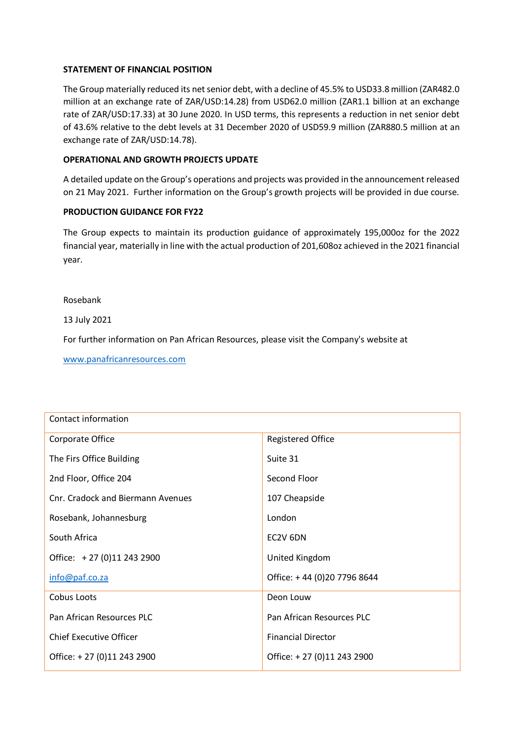**STATEMENT OF FINANCIAL POSITION**

The Group materially reduced its net senior debt, with a decline of 45.5% to USD33.8 million (ZAR482.0 million at an exchange rate of ZAR/USD:14.28) from USD62.0 million (ZAR1.1 billion at an exchange rate of ZAR/USD:17.33) at 30 June 2020. In USD terms, this represents a reduction in net senior debt of 43.6% relative to the debt levels at 31 December 2020 of USD59.9 million (ZAR880.5 million at an exchange rate of ZAR/USD:14.78).

**OPERATIONAL AND GROWTH PROJECTS UPDATE**

A detailed update on the Group's operations and projects was provided in the announcement released on 21 May 2021. Further information on the Group's growth projects will be provided in due course.

**PRODUCTION GUIDANCE FOR FY22**

The Group expects to maintain its production guidance of approximately 195,000oz for the 2022 financial year, materially in line with the actual production of 201,608oz achieved in the 2021 financial year.

Rosebank

13 July 2021

For further information on Pan African Resources, please visit the Company's website at

www.panafricanresources.com

| Contact information | |
|---|---|
| Corporate Office<br>The Firs Office Building<br>2nd Floor, Office 204<br>Cnr. Cradock and Biermann Avenues<br>Rosebank, Johannesburg<br>South Africa<br>Office: + 27 (0)11 243 2900<br>info@paf.co.za | Registered Office<br>Suite 31<br>Second Floor<br>107 Cheapside<br>London<br>EC2V 6DN<br>United Kingdom<br>Office: + 44 (0)20 7796 8644 |
| Cobus Loots<br>Pan African Resources PLC<br>Chief Executive Officer<br>Office: + 27 (0)11 243 2900 | Deon Louw<br>Pan African Resources PLC<br>Financial Director<br>Office: + 27 (0)11 243 2900 |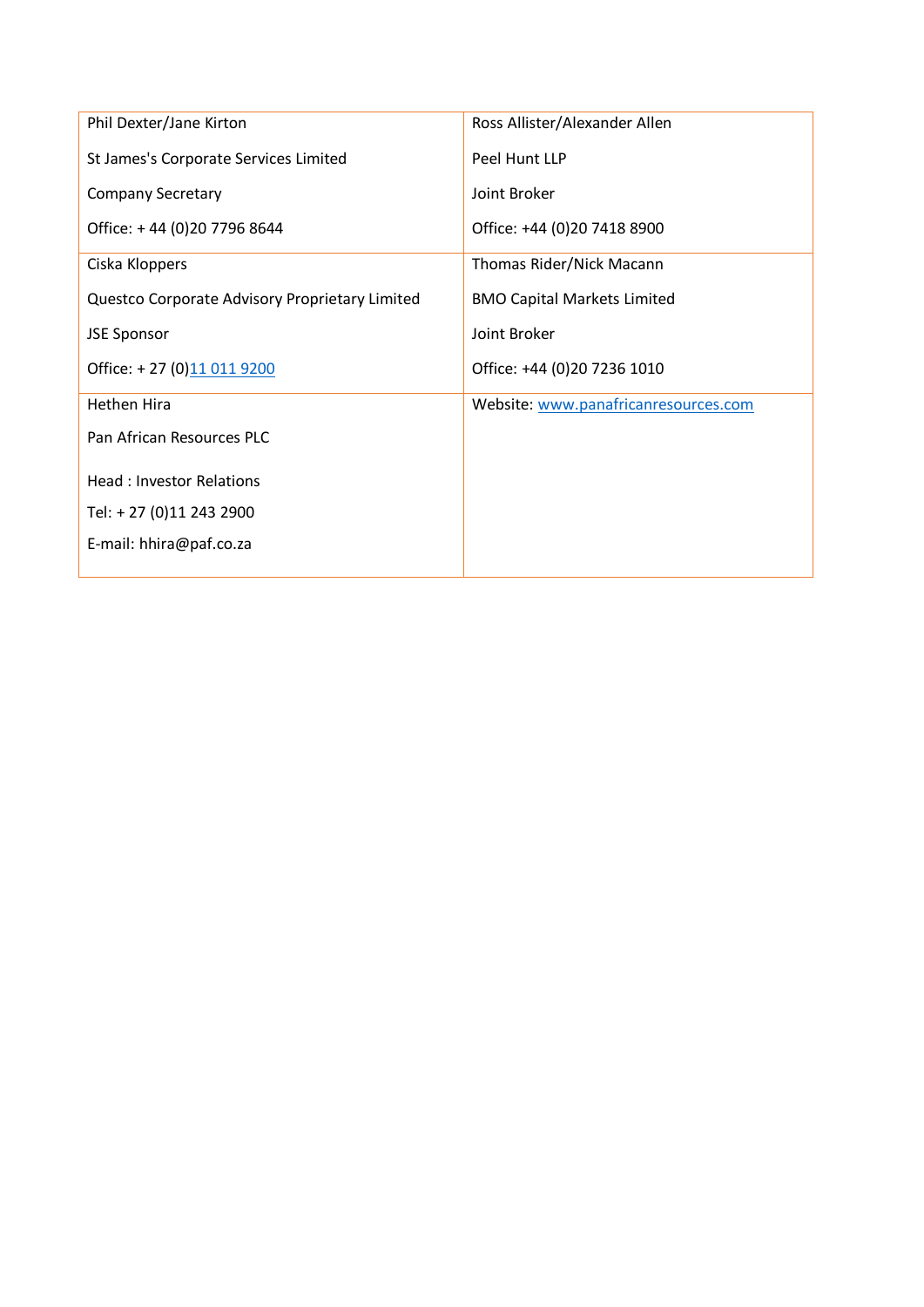| | |
|---|---|
| Phil Dexter/Jane Kirton<br><br>St James's Corporate Services Limited<br><br>Company Secretary<br><br>Office: + 44 (0)20 7796 8644 | Ross Allister/Alexander Allen<br><br>Peel Hunt LLP<br><br>Joint Broker<br><br>Office: +44 (0)20 7418 8900 |
| Ciska Kloppers<br><br>Questco Corporate Advisory Proprietary Limited<br><br>JSE Sponsor<br><br>Office: + 27 (0)11 011 9200 | Thomas Rider/Nick Macann<br><br>BMO Capital Markets Limited<br><br>Joint Broker<br><br>Office: +44 (0)20 7236 1010 |
| Hethen Hira<br><br>Pan African Resources PLC<br><br>Head : Investor Relations<br><br>Tel: + 27 (0)11 243 2900<br><br>E-mail: hhira@paf.co.za | Website: www.panafricanresources.com |